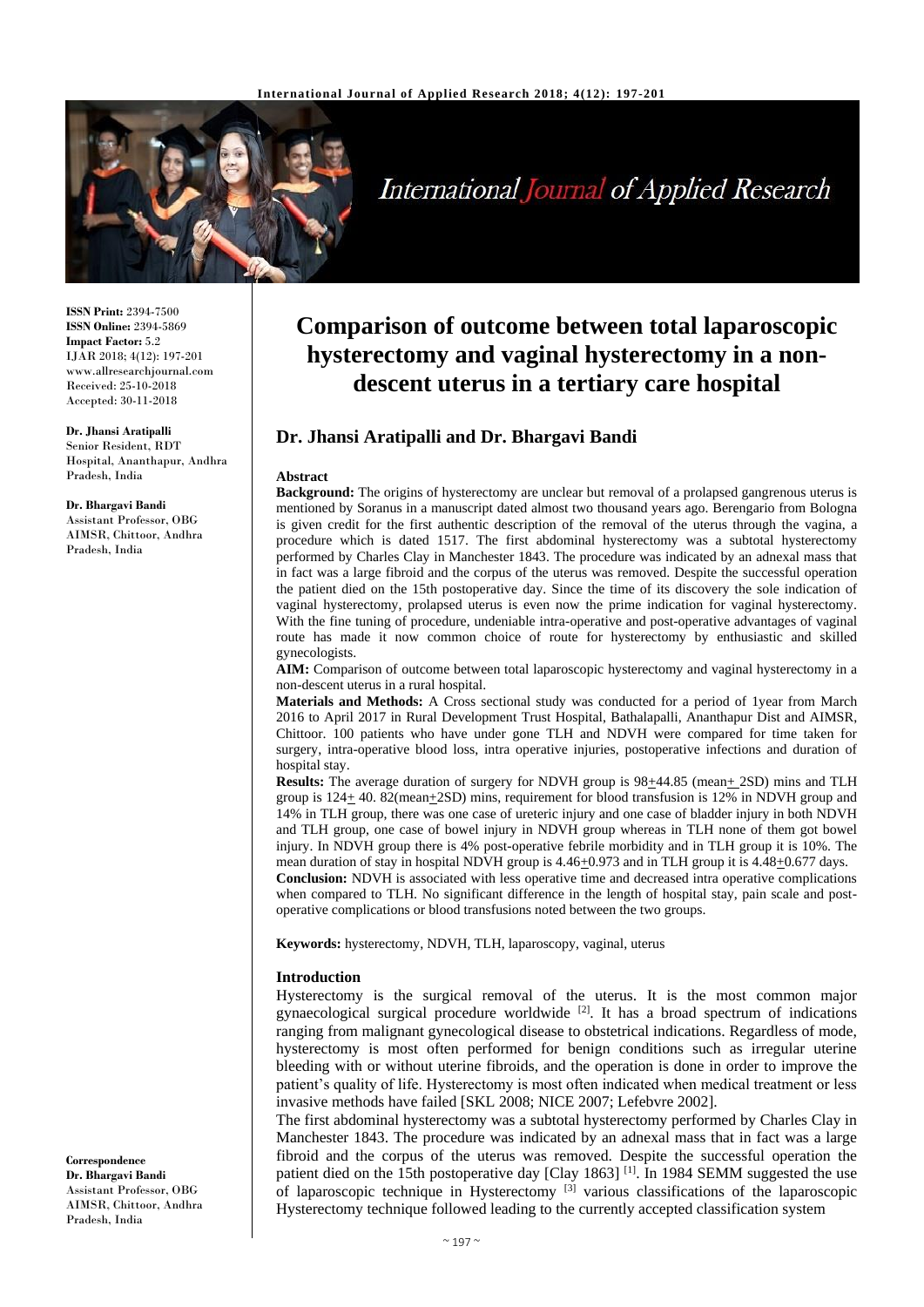ISSN Print: 2394-7500
ISSN Online: 2394-5869
Impact Factor: 5.2
IJAR 2018; 4(12): 197-201
www.allresearchjournal.com
Received: 25-10-2018
Accepted: 30-11-2018

**Dr. Jhansi Aratipalli**
Senior Resident, RDT Hospital, Ananthapur, Andhra Pradesh, India

**Dr. Bhargavi Bandi**
Assistant Professor, OBG AIMSR, Chittoor, Andhra Pradesh, India

**Correspondence**
**Dr. Bhargavi Bandi**
Assistant Professor, OBG AIMSR, Chittoor, Andhra Pradesh, India

# Comparison of outcome between total laparoscopic hysterectomy and vaginal hysterectomy in a non-descent uterus in a tertiary care hospital

## Dr. Jhansi Aratipalli and Dr. Bhargavi Bandi

### Abstract

**Background:** The origins of hysterectomy are unclear but removal of a prolapsed gangrenous uterus is mentioned by Soranus in a manuscript dated almost two thousand years ago. Berengario from Bologna is given credit for the first authentic description of the removal of the uterus through the vagina, a procedure which is dated 1517. The first abdominal hysterectomy was a subtotal hysterectomy performed by Charles Clay in Manchester 1843. The procedure was indicated by an adnexal mass that in fact was a large fibroid and the corpus of the uterus was removed. Despite the successful operation the patient died on the 15th postoperative day. Since the time of its discovery the sole indication of vaginal hysterectomy, prolapsed uterus is even now the prime indication for vaginal hysterectomy. With the fine tuning of procedure, undeniable intra-operative and post-operative advantages of vaginal route has made it now common choice of route for hysterectomy by enthusiastic and skilled gynecologists.

**AIM:** Comparison of outcome between total laparoscopic hysterectomy and vaginal hysterectomy in a non-descent uterus in a rural hospital.

**Materials and Methods:** A Cross sectional study was conducted for a period of 1year from March 2016 to April 2017 in Rural Development Trust Hospital, Bathalapalli, Ananthapur Dist and AIMSR, Chittoor. 100 patients who have under gone TLH and NDVH were compared for time taken for surgery, intra-operative blood loss, intra operative injuries, postoperative infections and duration of hospital stay.

**Results:** The average duration of surgery for NDVH group is 98$\pm$44.85 (mean$\pm$ 2SD) mins and TLH group is 124$\pm$ 40. 82(mean$\pm$2SD) mins, requirement for blood transfusion is 12% in NDVH group and 14% in TLH group, there was one case of ureteric injury and one case of bladder injury in both NDVH and TLH group, one case of bowel injury in NDVH group whereas in TLH none of them got bowel injury. In NDVH group there is 4% post-operative febrile morbidity and in TLH group it is 10%. The mean duration of stay in hospital NDVH group is 4.46$\pm$0.973 and in TLH group it is 4.48$\pm$0.677 days.

**Conclusion:** NDVH is associated with less operative time and decreased intra operative complications when compared to TLH. No significant difference in the length of hospital stay, pain scale and post-operative complications or blood transfusions noted between the two groups.

**Keywords:** hysterectomy, NDVH, TLH, laparoscopy, vaginal, uterus

### Introduction

Hysterectomy is the surgical removal of the uterus. It is the most common major gynaecological surgical procedure worldwide [2]. It has a broad spectrum of indications ranging from malignant gynecological disease to obstetrical indications. Regardless of mode, hysterectomy is most often performed for benign conditions such as irregular uterine bleeding with or without uterine fibroids, and the operation is done in order to improve the patient's quality of life. Hysterectomy is most often indicated when medical treatment or less invasive methods have failed [SKL 2008; NICE 2007; Lefebvre 2002].

The first abdominal hysterectomy was a subtotal hysterectomy performed by Charles Clay in Manchester 1843. The procedure was indicated by an adnexal mass that in fact was a large fibroid and the corpus of the uterus was removed. Despite the successful operation the patient died on the 15th postoperative day [Clay 1863] [1]. In 1984 SEMM suggested the use of laparoscopic technique in Hysterectomy [3] various classifications of the laparoscopic Hysterectomy technique followed leading to the currently accepted classification system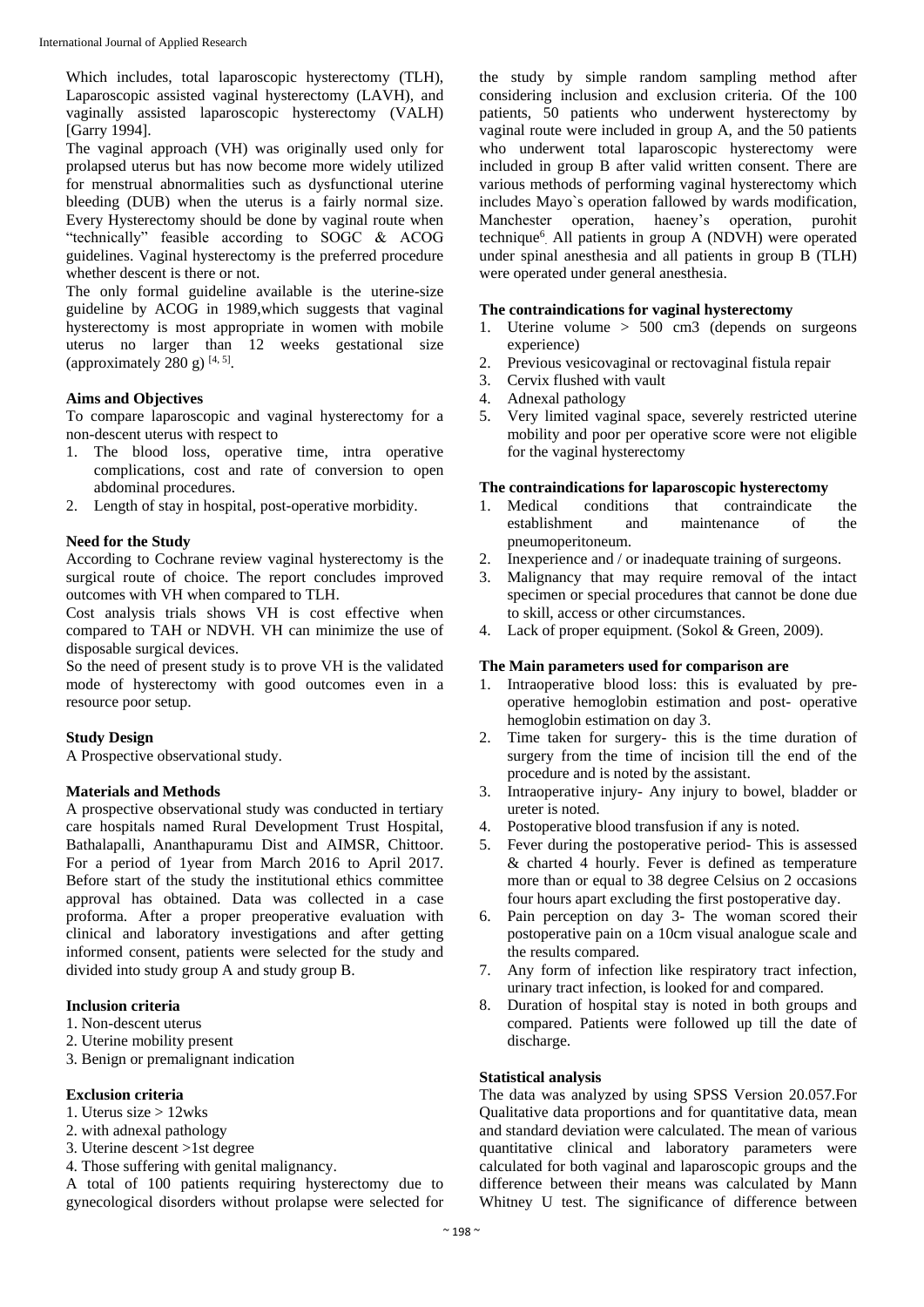Which includes, total laparoscopic hysterectomy (TLH), Laparoscopic assisted vaginal hysterectomy (LAVH), and vaginally assisted laparoscopic hysterectomy (VALH) [Garry 1994].

The vaginal approach (VH) was originally used only for prolapsed uterus but has now become more widely utilized for menstrual abnormalities such as dysfunctional uterine bleeding (DUB) when the uterus is a fairly normal size. Every Hysterectomy should be done by vaginal route when "technically" feasible according to SOGC & ACOG guidelines. Vaginal hysterectomy is the preferred procedure whether descent is there or not.

The only formal guideline available is the uterine-size guideline by ACOG in 1989,which suggests that vaginal hysterectomy is most appropriate in women with mobile uterus no larger than 12 weeks gestational size (approximately 280 g) [4, 5].

### Aims and Objectives

To compare laparoscopic and vaginal hysterectomy for a non-descent uterus with respect to

1. The blood loss, operative time, intra operative complications, cost and rate of conversion to open abdominal procedures.
2. Length of stay in hospital, post-operative morbidity.

### Need for the Study

According to Cochrane review vaginal hysterectomy is the surgical route of choice. The report concludes improved outcomes with VH when compared to TLH.

Cost analysis trials shows VH is cost effective when compared to TAH or NDVH. VH can minimize the use of disposable surgical devices.

So the need of present study is to prove VH is the validated mode of hysterectomy with good outcomes even in a resource poor setup.

### Study Design

A Prospective observational study.

### Materials and Methods

A prospective observational study was conducted in tertiary care hospitals named Rural Development Trust Hospital, Bathalapalli, Ananthapuramu Dist and AIMSR, Chittoor. For a period of 1year from March 2016 to April 2017. Before start of the study the institutional ethics committee approval has obtained. Data was collected in a case proforma. After a proper preoperative evaluation with clinical and laboratory investigations and after getting informed consent, patients were selected for the study and divided into study group A and study group B.

### Inclusion criteria

1. Non-descent uterus
2. Uterine mobility present
3. Benign or premalignant indication

### Exclusion criteria

1. Uterus size > 12wks
2. with adnexal pathology
3. Uterine descent >1st degree
4. Those suffering with genital malignancy.

A total of 100 patients requiring hysterectomy due to gynecological disorders without prolapse were selected for the study by simple random sampling method after considering inclusion and exclusion criteria. Of the 100 patients, 50 patients who underwent hysterectomy by vaginal route were included in group A, and the 50 patients who underwent total laparoscopic hysterectomy were included in group B after valid written consent. There are various methods of performing vaginal hysterectomy which includes Mayo`s operation fallowed by wards modification, Manchester operation, haeney's operation, purohit technique[6]. All patients in group A (NDVH) were operated under spinal anesthesia and all patients in group B (TLH) were operated under general anesthesia.

### The contraindications for vaginal hysterectomy

1. Uterine volume > 500 cm3 (depends on surgeons experience)
2. Previous vesicovaginal or rectovaginal fistula repair
3. Cervix flushed with vault
4. Adnexal pathology
5. Very limited vaginal space, severely restricted uterine mobility and poor per operative score were not eligible for the vaginal hysterectomy

### The contraindications for laparoscopic hysterectomy

1. Medical conditions that contraindicate the establishment and maintenance of the pneumoperitoneum.
2. Inexperience and / or inadequate training of surgeons.
3. Malignancy that may require removal of the intact specimen or special procedures that cannot be done due to skill, access or other circumstances.
4. Lack of proper equipment. (Sokol & Green, 2009).

### The Main parameters used for comparison are

1. Intraoperative blood loss: this is evaluated by pre-operative hemoglobin estimation and post- operative hemoglobin estimation on day 3.
2. Time taken for surgery- this is the time duration of surgery from the time of incision till the end of the procedure and is noted by the assistant.
3. Intraoperative injury- Any injury to bowel, bladder or ureter is noted.
4. Postoperative blood transfusion if any is noted.
5. Fever during the postoperative period- This is assessed & charted 4 hourly. Fever is defined as temperature more than or equal to 38 degree Celsius on 2 occasions four hours apart excluding the first postoperative day.
6. Pain perception on day 3- The woman scored their postoperative pain on a 10cm visual analogue scale and the results compared.
7. Any form of infection like respiratory tract infection, urinary tract infection, is looked for and compared.
8. Duration of hospital stay is noted in both groups and compared. Patients were followed up till the date of discharge.

### Statistical analysis

The data was analyzed by using SPSS Version 20.057.For Qualitative data proportions and for quantitative data, mean and standard deviation were calculated. The mean of various quantitative clinical and laboratory parameters were calculated for both vaginal and laparoscopic groups and the difference between their means was calculated by Mann Whitney U test. The significance of difference between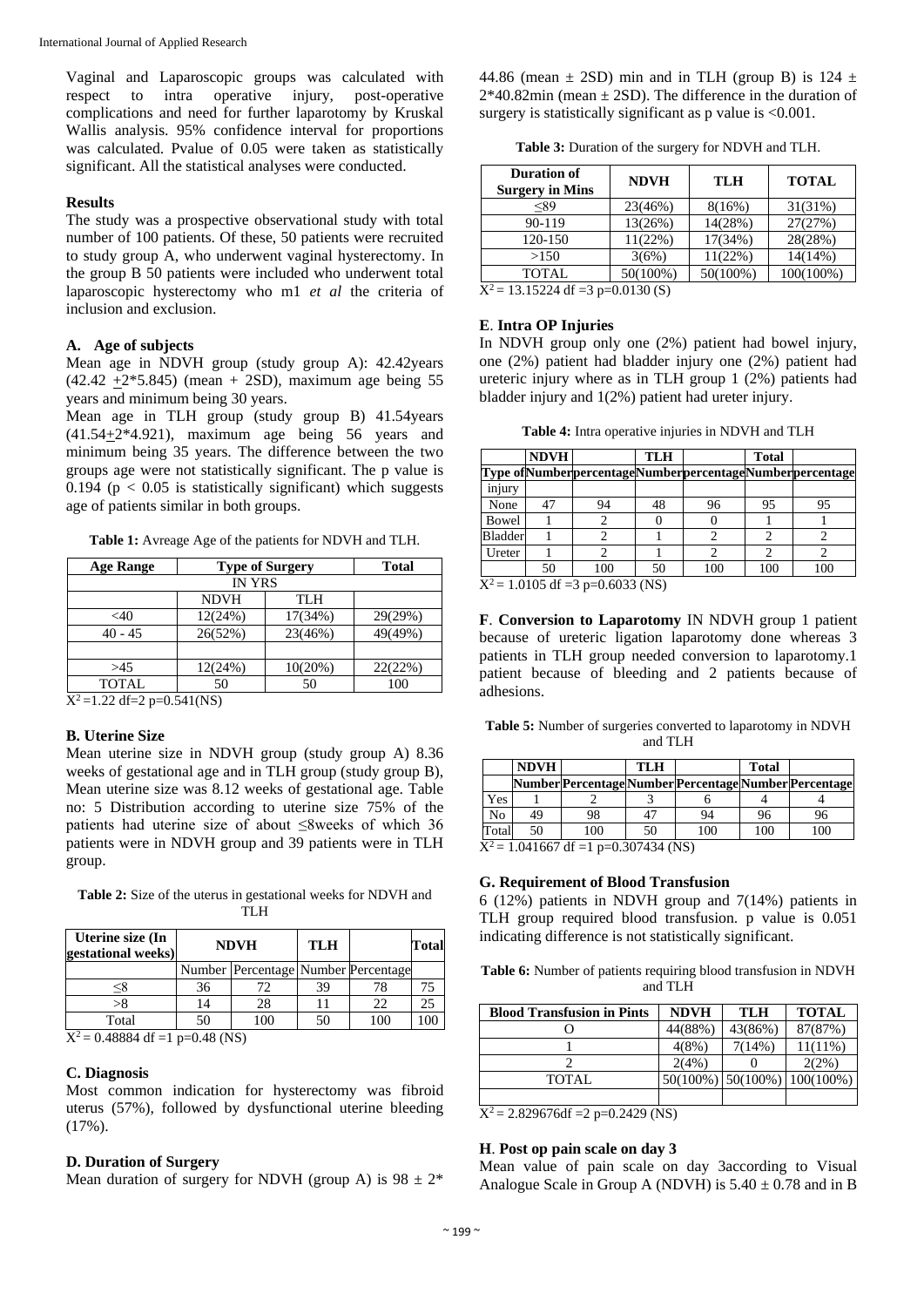Vaginal and Laparoscopic groups was calculated with respect to intra operative injury, post-operative complications and need for further laparotomy by Kruskal Wallis analysis. 95% confidence interval for proportions was calculated. Pvalue of 0.05 were taken as statistically significant. All the statistical analyses were conducted.

## Results

The study was a prospective observational study with total number of 100 patients. Of these, 50 patients were recruited to study group A, who underwent vaginal hysterectomy. In the group B 50 patients were included who underwent total laparoscopic hysterectomy who m1 *et al* the criteria of inclusion and exclusion.

### A. Age of subjects

Mean age in NDVH group (study group A): 42.42years (42.42 $\pm$2*5.845) (mean + 2SD), maximum age being 55 years and minimum being 30 years.

Mean age in TLH group (study group B) 41.54years (41.54$\pm$2*4.921), maximum age being 56 years and minimum being 35 years. The difference between the two groups age were not statistically significant. The p value is 0.194 ($p < 0.05$ is statistically significant) which suggests age of patients similar in both groups.

**Table 1:** Avreage Age of the patients for NDVH and TLH.

| Age Range | Type of Surgery | | Total |
|---|---|---|---|
| | IN YRS | | |
| | NDVH | TLH | |
| <40 | 12(24%) | 17(34%) | 29(29%) |
| 40 - 45 | 26(52%) | 23(46%) | 49(49%) |
| | | | |
| >45 | 12(24%) | 10(20%) | 22(22%) |
| TOTAL | 50 | 50 | 100 |

$X^2$ =1.22 df=2 p=0.541(NS)

### B. Uterine Size

Mean uterine size in NDVH group (study group A) 8.36 weeks of gestational age and in TLH group (study group B), Mean uterine size was 8.12 weeks of gestational age. Table no: 5 Distribution according to uterine size 75% of the patients had uterine size of about ≤8weeks of which 36 patients were in NDVH group and 39 patients were in TLH group.

**Table 2:** Size of the uterus in gestational weeks for NDVH and TLH

| Uterine size (In gestational weeks) | NDVH | | TLH | | Total |
|---|---|---|---|---|---|
| | Number | Percentage | Number | Percentage | |
| ≤8 | 36 | 72 | 39 | 78 | 75 |
| >8 | 14 | 28 | 11 | 22 | 25 |
| Total | 50 | 100 | 50 | 100 | 100 |

$X^2$ = 0.48884 df =1 p=0.48 (NS)

### C. Diagnosis

Most common indication for hysterectomy was fibroid uterus (57%), followed by dysfunctional uterine bleeding (17%).

### D. Duration of Surgery

Mean duration of surgery for NDVH (group A) is 98 ± 2* 44.86 (mean ± 2SD) min and in TLH (group B) is 124 ± 2*40.82min (mean ± 2SD). The difference in the duration of surgery is statistically significant as p value is <0.001.

**Table 3:** Duration of the surgery for NDVH and TLH.

| Duration of Surgery in Mins | NDVH | TLH | TOTAL |
|---|---|---|---|
| ≤89 | 23(46%) | 8(16%) | 31(31%) |
| 90-119 | 13(26%) | 14(28%) | 27(27%) |
| 120-150 | 11(22%) | 17(34%) | 28(28%) |
| >150 | 3(6%) | 11(22%) | 14(14%) |
| TOTAL | 50(100%) | 50(100%) | 100(100%) |

$X^2$ = 13.15224 df =3 p=0.0130 (S)

### E. Intra OP Injuries

In NDVH group only one (2%) patient had bowel injury, one (2%) patient had bladder injury one (2%) patient had ureteric injury where as in TLH group 1 (2%) patients had bladder injury and 1(2%) patient had ureter injury.

**Table 4:** Intra operative injuries in NDVH and TLH

| | NDVH | | TLH | | Total | |
|---|---|---|---|---|---|---|
| Type of injury | Number | percentage | Number | percentage | Number | percentage |
| None | 47 | 94 | 48 | 96 | 95 | 95 |
| Bowel | 1 | 2 | 0 | 0 | 1 | 1 |
| Bladder | 1 | 2 | 1 | 2 | 2 | 2 |
| Ureter | 1 | 2 | 1 | 2 | 2 | 2 |
| | 50 | 100 | 50 | 100 | 100 | 100 |

$X^2$ = 1.0105 df =3 p=0.6033 (NS)

### F. Conversion to Laparotomy

IN NDVH group 1 patient because of ureteric ligation laparotomy done whereas 3 patients in TLH group needed conversion to laparotomy.1 patient because of bleeding and 2 patients because of adhesions.

**Table 5:** Number of surgeries converted to laparotomy in NDVH and TLH

| | NDVH | | TLH | | Total | |
|---|---|---|---|---|---|---|
| | Number | Percentage | Number | Percentage | Number | Percentage |
| Yes | 1 | 2 | 3 | 6 | 4 | 4 |
| No | 49 | 98 | 47 | 94 | 96 | 96 |
| Total | 50 | 100 | 50 | 100 | 100 | 100 |

$X^2$ = 1.041667 df =1 p=0.307434 (NS)

### G. Requirement of Blood Transfusion

6 (12%) patients in NDVH group and 7(14%) patients in TLH group required blood transfusion. p value is 0.051 indicating difference is not statistically significant.

**Table 6:** Number of patients requiring blood transfusion in NDVH and TLH

| Blood Transfusion in Pints | NDVH | TLH | TOTAL |
|---|---|---|---|
| O | 44(88%) | 43(86%) | 87(87%) |
| 1 | 4(8%) | 7(14%) | 11(11%) |
| 2 | 2(4%) | 0 | 2(2%) |
| TOTAL | 50(100%) | 50(100%) | 100(100%) |
| | | | |

$X^2$ = 2.829676df =2 p=0.2429 (NS)

### H. Post op pain scale on day 3

Mean value of pain scale on day 3according to Visual Analogue Scale in Group A (NDVH) is 5.40 ± 0.78 and in B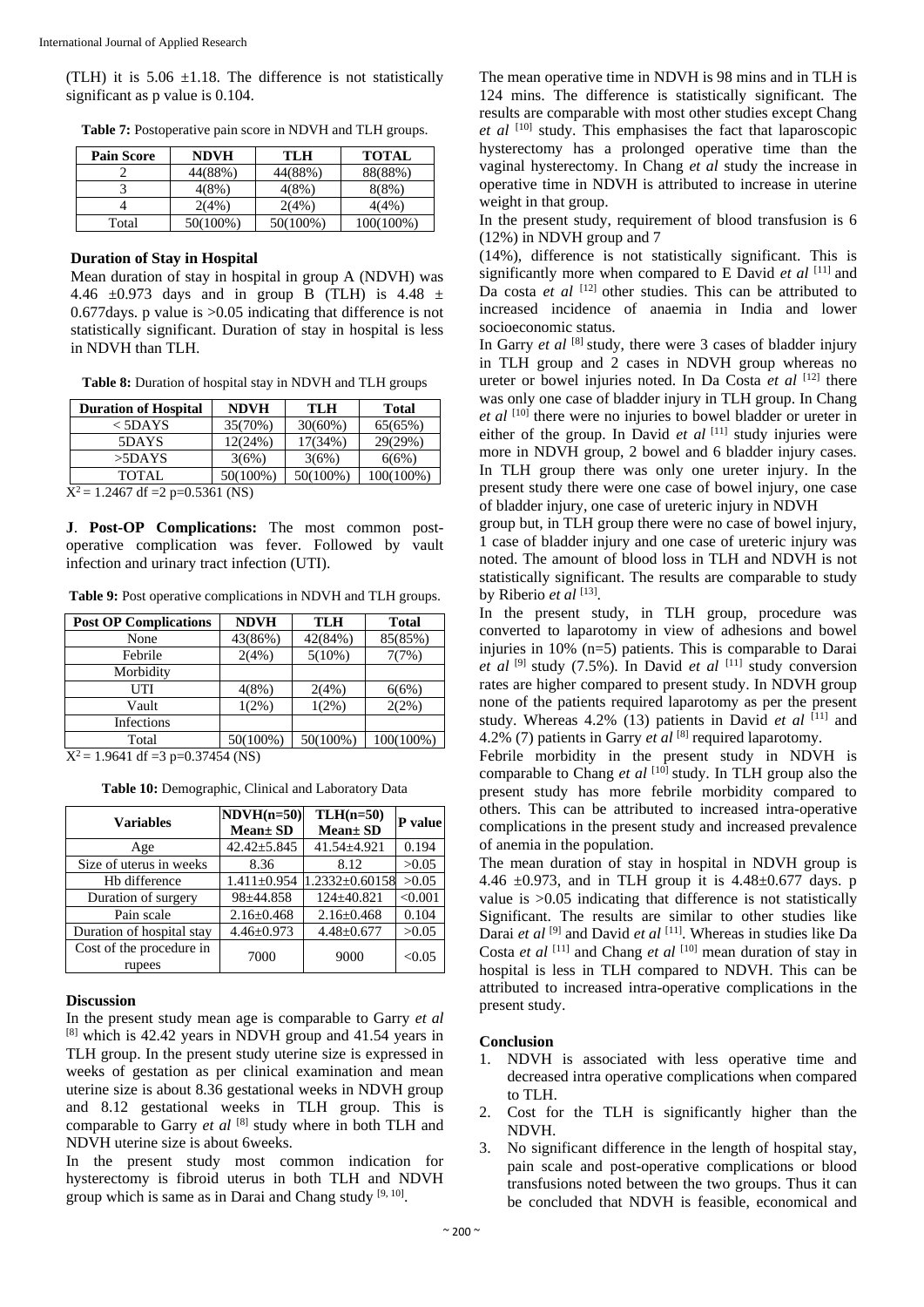(TLH) it is 5.06 ±1.18. The difference is not statistically significant as p value is 0.104.

**Table 7:** Postoperative pain score in NDVH and TLH groups.

| Pain Score | NDVH | TLH | TOTAL |
|---|---|---|---|
| 2 | 44(88%) | 44(88%) | 88(88%) |
| 3 | 4(8%) | 4(8%) | 8(8%) |
| 4 | 2(4%) | 2(4%) | 4(4%) |
| Total | 50(100%) | 50(100%) | 100(100%) |

**Duration of Stay in Hospital**

Mean duration of stay in hospital in group A (NDVH) was 4.46 ±0.973 days and in group B (TLH) is 4.48 ± 0.677days. p value is >0.05 indicating that difference is not statistically significant. Duration of stay in hospital is less in NDVH than TLH.

**Table 8:** Duration of hospital stay in NDVH and TLH groups

| Duration of Hospital | NDVH | TLH | Total |
|---|---|---|---|
| < 5DAYS | 35(70%) | 30(60%) | 65(65%) |
| 5DAYS | 12(24%) | 17(34%) | 29(29%) |
| >5DAYS | 3(6%) | 3(6%) | 6(6%) |
| TOTAL | 50(100%) | 50(100%) | 100(100%) |

$X^2$ = 1.2467 df =2 p=0.5361 (NS)

**J**. **Post-OP Complications:** The most common post-operative complication was fever. Followed by vault infection and urinary tract infection (UTI).

**Table 9:** Post operative complications in NDVH and TLH groups.

| Post OP Complications | NDVH | TLH | Total |
|---|---|---|---|
| None | 43(86%) | 42(84%) | 85(85%) |
| Febrile Morbidity | 2(4%) | 5(10%) | 7(7%) |
| UTI | 4(8%) | 2(4%) | 6(6%) |
| Vault Infections | 1(2%) | 1(2%) | 2(2%) |
| Total | 50(100%) | 50(100%) | 100(100%) |

$X^2$ = 1.9641 df =3 p=0.37454 (NS)

**Table 10:** Demographic, Clinical and Laboratory Data

| Variables | NDVH(n=50) Mean± SD | TLH(n=50) Mean± SD | P value |
|---|---|---|---|
| Age | 42.42±5.845 | 41.54±4.921 | 0.194 |
| Size of uterus in weeks | 8.36 | 8.12 | >0.05 |
| Hb difference | 1.411±0.954 | 1.2332±0.60158 | >0.05 |
| Duration of surgery | 98±44.858 | 124±40.821 | <0.001 |
| Pain scale | 2.16±0.468 | 2.16±0.468 | 0.104 |
| Duration of hospital stay | 4.46±0.973 | 4.48±0.677 | >0.05 |
| Cost of the procedure in rupees | 7000 | 9000 | <0.05 |

**Discussion**

In the present study mean age is comparable to Garry *et al* [8] which is 42.42 years in NDVH group and 41.54 years in TLH group. In the present study uterine size is expressed in weeks of gestation as per clinical examination and mean uterine size is about 8.36 gestational weeks in NDVH group and 8.12 gestational weeks in TLH group. This is comparable to Garry *et al* [8] study where in both TLH and NDVH uterine size is about 6weeks.

In the present study most common indication for hysterectomy is fibroid uterus in both TLH and NDVH group which is same as in Darai and Chang study [9, 10].

The mean operative time in NDVH is 98 mins and in TLH is 124 mins. The difference is statistically significant. The results are comparable with most other studies except Chang *et al* [10] study. This emphasises the fact that laparoscopic hysterectomy has a prolonged operative time than the vaginal hysterectomy. In Chang *et al* study the increase in operative time in NDVH is attributed to increase in uterine weight in that group.

In the present study, requirement of blood transfusion is 6 (12%) in NDVH group and 7 (14%), difference is not statistically significant. This is significantly more when compared to E David *et al* [11] and Da costa *et al* [12] other studies. This can be attributed to increased incidence of anaemia in India and lower socioeconomic status.

In Garry *et al* [8] study, there were 3 cases of bladder injury in TLH group and 2 cases in NDVH group whereas no ureter or bowel injuries noted. In Da Costa *et al* [12] there was only one case of bladder injury in TLH group. In Chang *et al* [10] there were no injuries to bowel bladder or ureter in either of the group. In David *et al* [11] study injuries were more in NDVH group, 2 bowel and 6 bladder injury cases. In TLH group there was only one ureter injury. In the present study there were one case of bowel injury, one case of bladder injury, one case of ureteric injury in NDVH group but, in TLH group there were no case of bowel injury, 1 case of bladder injury and one case of ureteric injury was noted. The amount of blood loss in TLH and NDVH is not statistically significant. The results are comparable to study by Riberio *et al* [13].

In the present study, in TLH group, procedure was converted to laparotomy in view of adhesions and bowel injuries in 10% (n=5) patients. This is comparable to Darai *et al* [9] study (7.5%). In David *et al* [11] study conversion rates are higher compared to present study. In NDVH group none of the patients required laparotomy as per the present study. Whereas 4.2% (13) patients in David *et al* [11] and 4.2% (7) patients in Garry *et al* [8] required laparotomy.

Febrile morbidity in the present study in NDVH is comparable to Chang *et al* [10] study. In TLH group also the present study has more febrile morbidity compared to others. This can be attributed to increased intra-operative complications in the present study and increased prevalence of anemia in the population.

The mean duration of stay in hospital in NDVH group is 4.46 ±0.973, and in TLH group it is 4.48±0.677 days. p value is >0.05 indicating that difference is not statistically Significant. The results are similar to other studies like Darai *et al* [9] and David *et al* [11]. Whereas in studies like Da Costa *et al* [11] and Chang *et al* [10] mean duration of stay in hospital is less in TLH compared to NDVH. This can be attributed to increased intra-operative complications in the present study.

**Conclusion**

1. NDVH is associated with less operative time and decreased intra operative complications when compared to TLH.
2. Cost for the TLH is significantly higher than the NDVH.
3. No significant difference in the length of hospital stay, pain scale and post-operative complications or blood transfusions noted between the two groups. Thus it can be concluded that NDVH is feasible, economical and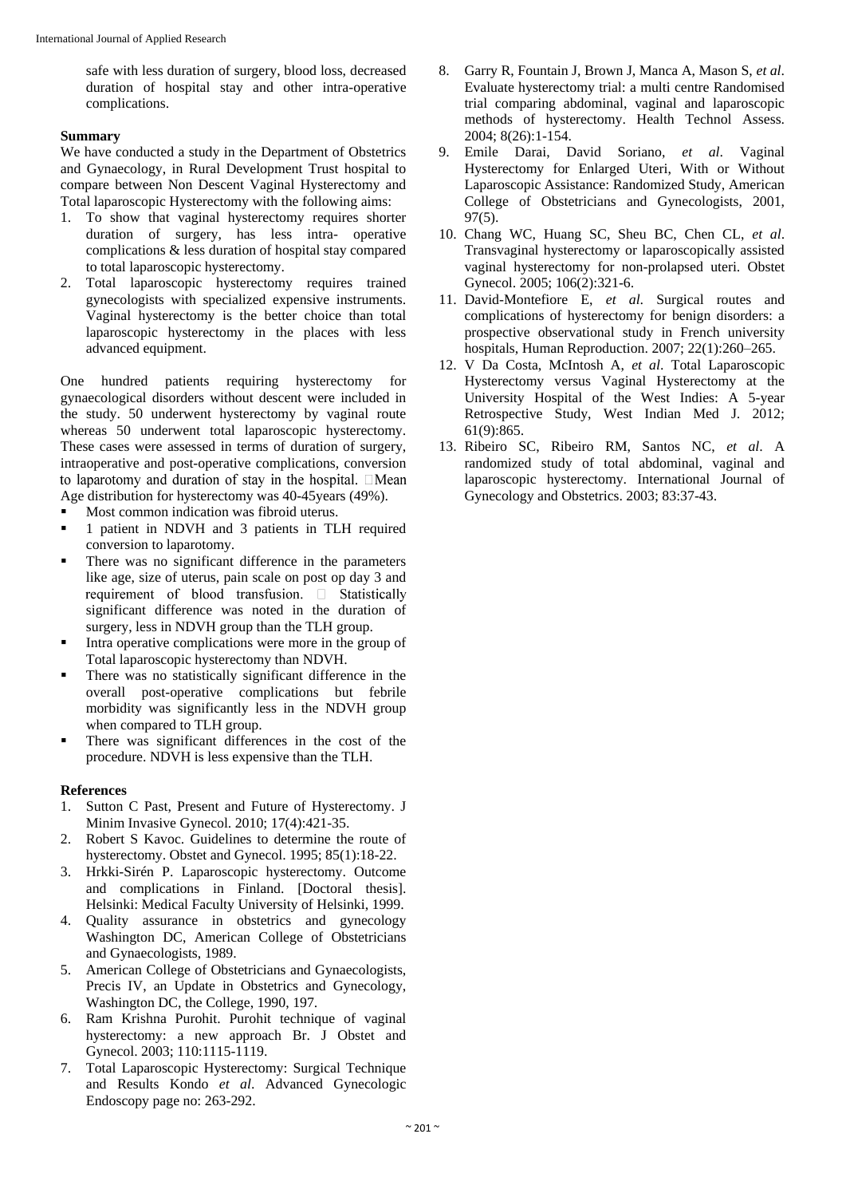safe with less duration of surgery, blood loss, decreased duration of hospital stay and other intra-operative complications.

## Summary

We have conducted a study in the Department of Obstetrics and Gynaecology, in Rural Development Trust hospital to compare between Non Descent Vaginal Hysterectomy and Total laparoscopic Hysterectomy with the following aims:

1. To show that vaginal hysterectomy requires shorter duration of surgery, has less intra- operative complications & less duration of hospital stay compared to total laparoscopic hysterectomy.
2. Total laparoscopic hysterectomy requires trained gynecologists with specialized expensive instruments. Vaginal hysterectomy is the better choice than total laparoscopic hysterectomy in the places with less advanced equipment.

One hundred patients requiring hysterectomy for gynaecological disorders without descent were included in the study. 50 underwent hysterectomy by vaginal route whereas 50 underwent total laparoscopic hysterectomy. These cases were assessed in terms of duration of surgery, intraoperative and post-operative complications, conversion to laparotomy and duration of stay in the hospital.  Mean Age distribution for hysterectomy was 40-45years (49%).

- Most common indication was fibroid uterus.
- 1 patient in NDVH and 3 patients in TLH required conversion to laparotomy.
- There was no significant difference in the parameters like age, size of uterus, pain scale on post op day 3 and requirement of blood transfusion.  Statistically significant difference was noted in the duration of surgery, less in NDVH group than the TLH group.
- Intra operative complications were more in the group of Total laparoscopic hysterectomy than NDVH.
- There was no statistically significant difference in the overall post-operative complications but febrile morbidity was significantly less in the NDVH group when compared to TLH group.
- There was significant differences in the cost of the procedure. NDVH is less expensive than the TLH.

## References

1. Sutton C Past, Present and Future of Hysterectomy. J Minim Invasive Gynecol. 2010; 17(4):421-35.
2. Robert S Kavoc. Guidelines to determine the route of hysterectomy. Obstet and Gynecol. 1995; 85(1):18-22.
3. Hrkki-Sirén P. Laparoscopic hysterectomy. Outcome and complications in Finland. [Doctoral thesis]. Helsinki: Medical Faculty University of Helsinki, 1999.
4. Quality assurance in obstetrics and gynecology Washington DC, American College of Obstetricians and Gynaecologists, 1989.
5. American College of Obstetricians and Gynaecologists, Precis IV, an Update in Obstetrics and Gynecology, Washington DC, the College, 1990, 197.
6. Ram Krishna Purohit. Purohit technique of vaginal hysterectomy: a new approach Br. J Obstet and Gynecol. 2003; 110:1115-1119.
7. Total Laparoscopic Hysterectomy: Surgical Technique and Results Kondo *et al*. Advanced Gynecologic Endoscopy page no: 263-292.
8. Garry R, Fountain J, Brown J, Manca A, Mason S, *et al*. Evaluate hysterectomy trial: a multi centre Randomised trial comparing abdominal, vaginal and laparoscopic methods of hysterectomy. Health Technol Assess. 2004; 8(26):1-154.
9. Emile Darai, David Soriano, *et al*. Vaginal Hysterectomy for Enlarged Uteri, With or Without Laparoscopic Assistance: Randomized Study, American College of Obstetricians and Gynecologists, 2001, 97(5).
10. Chang WC, Huang SC, Sheu BC, Chen CL, *et al*. Transvaginal hysterectomy or laparoscopically assisted vaginal hysterectomy for non-prolapsed uteri. Obstet Gynecol. 2005; 106(2):321-6.
11. David-Montefiore E, *et al.* Surgical routes and complications of hysterectomy for benign disorders: a prospective observational study in French university hospitals, Human Reproduction. 2007; 22(1):260–265.
12. V Da Costa, McIntosh A, *et al*. Total Laparoscopic Hysterectomy versus Vaginal Hysterectomy at the University Hospital of the West Indies: A 5-year Retrospective Study, West Indian Med J. 2012; 61(9):865.
13. Ribeiro SC, Ribeiro RM, Santos NC, *et al*. A randomized study of total abdominal, vaginal and laparoscopic hysterectomy. International Journal of Gynecology and Obstetrics. 2003; 83:37-43.